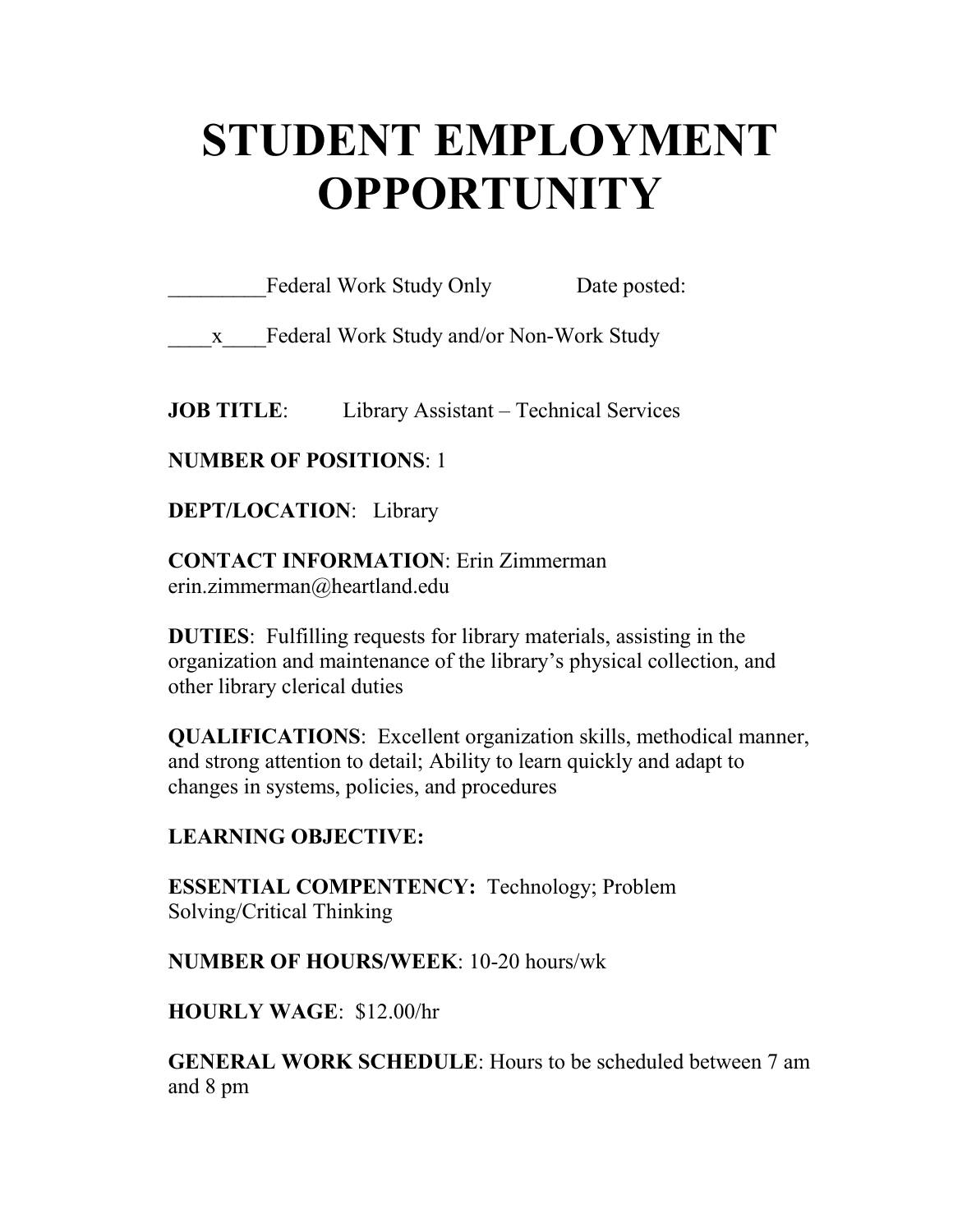# STUDENT EMPLOYMENT OPPORTUNITY

_________Federal Work Study Only                Date posted:

____x____Federal Work Study and/or Non-Work Study

**JOB TITLE**:        Library Assistant – Technical Services

**NUMBER OF POSITIONS**: 1

**DEPT/LOCATION**:   Library

**CONTACT INFORMATION**: Erin Zimmerman
erin.zimmerman@heartland.edu

**DUTIES**:  Fulfilling requests for library materials, assisting in the organization and maintenance of the library's physical collection, and other library clerical duties

**QUALIFICATIONS**:  Excellent organization skills, methodical manner, and strong attention to detail; Ability to learn quickly and adapt to changes in systems, policies, and procedures

**LEARNING OBJECTIVE:**

**ESSENTIAL COMPENTENCY:**  Technology; Problem Solving/Critical Thinking

**NUMBER OF HOURS/WEEK**: 10-20 hours/wk

**HOURLY WAGE**:  $12.00/hr

**GENERAL WORK SCHEDULE**: Hours to be scheduled between 7 am and 8 pm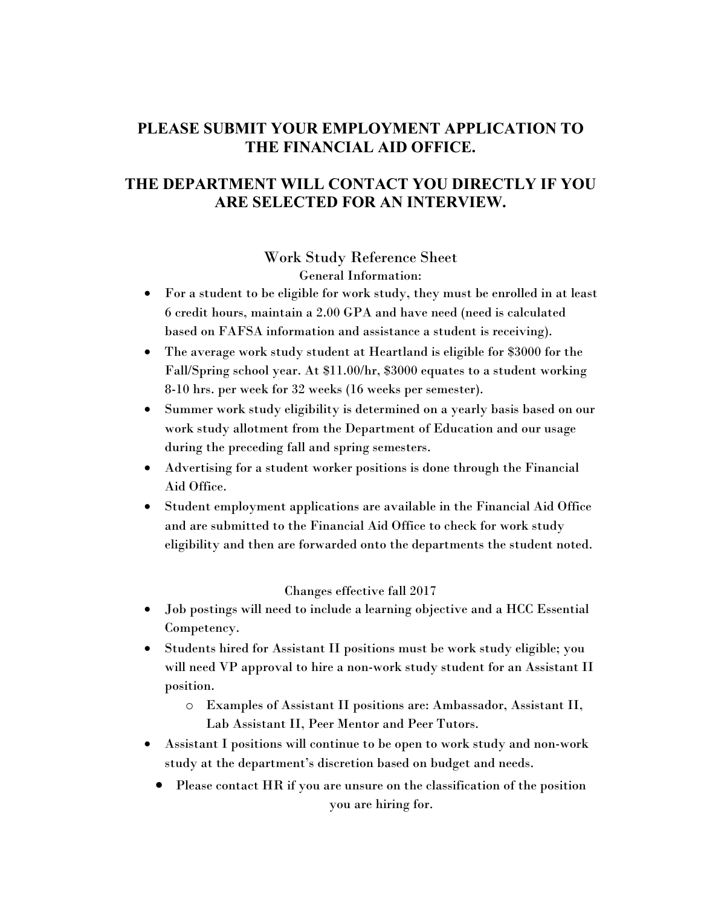**PLEASE SUBMIT YOUR EMPLOYMENT APPLICATION TO THE FINANCIAL AID OFFICE.**

**THE DEPARTMENT WILL CONTACT YOU DIRECTLY IF YOU ARE SELECTED FOR AN INTERVIEW.**

## Work Study Reference Sheet

### General Information:

- For a student to be eligible for work study, they must be enrolled in at least 6 credit hours, maintain a 2.00 GPA and have need (need is calculated based on FAFSA information and assistance a student is receiving).
- The average work study student at Heartland is eligible for $3000 for the Fall/Spring school year. At $11.00/hr, $3000 equates to a student working 8-10 hrs. per week for 32 weeks (16 weeks per semester).
- Summer work study eligibility is determined on a yearly basis based on our work study allotment from the Department of Education and our usage during the preceding fall and spring semesters.
- Advertising for a student worker positions is done through the Financial Aid Office.
- Student employment applications are available in the Financial Aid Office and are submitted to the Financial Aid Office to check for work study eligibility and then are forwarded onto the departments the student noted.

### Changes effective fall 2017

- Job postings will need to include a learning objective and a HCC Essential Competency.
- Students hired for Assistant II positions must be work study eligible; you will need VP approval to hire a non-work study student for an Assistant II position.
  - Examples of Assistant II positions are: Ambassador, Assistant II, Lab Assistant II, Peer Mentor and Peer Tutors.
- Assistant I positions will continue to be open to work study and non-work study at the department's discretion based on budget and needs.
- Please contact HR if you are unsure on the classification of the position you are hiring for.